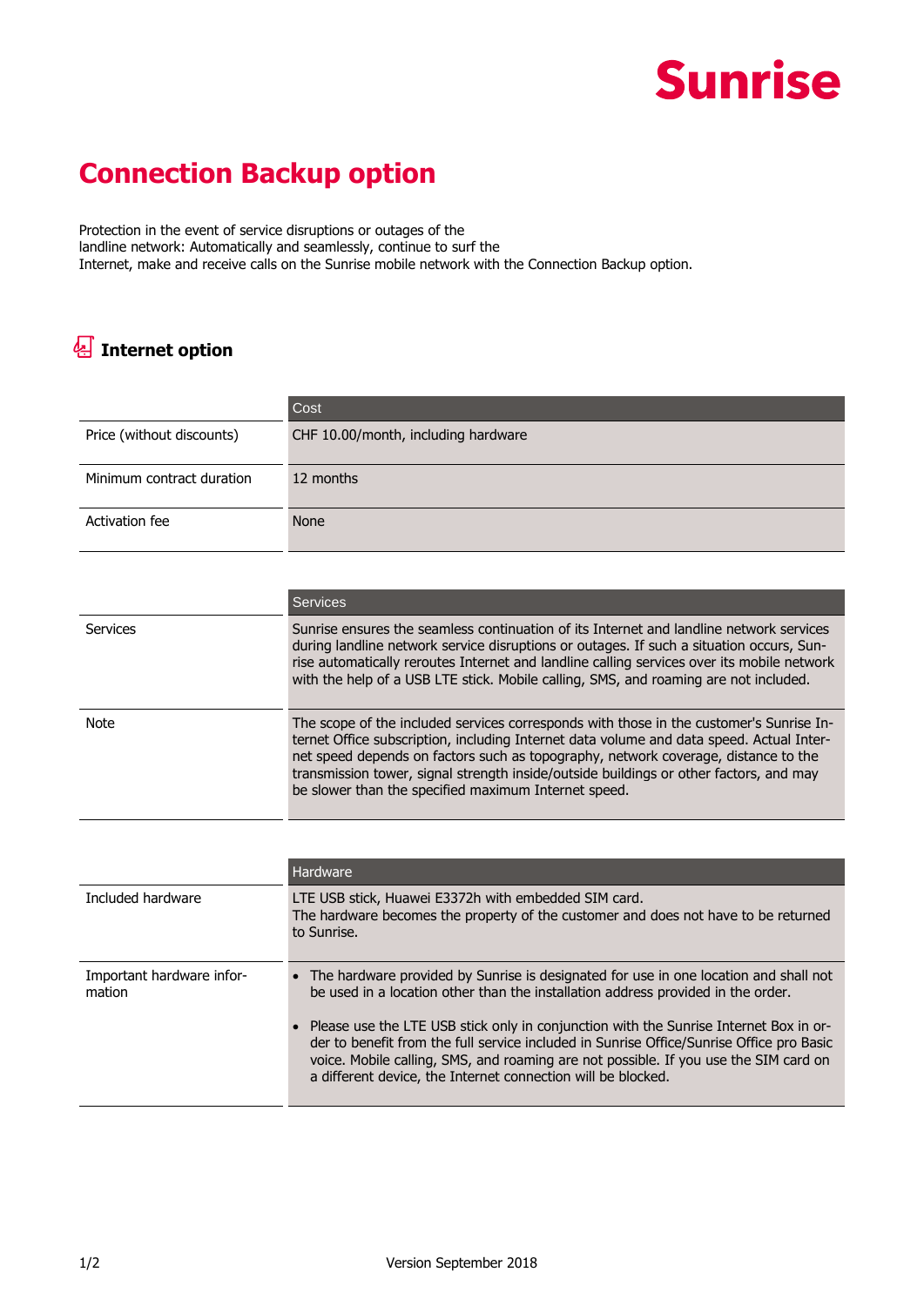# Connection Backup option

Protection in the event of service disruptions or outages of the landline network: Automatically and seamlessly, continue to surf the Internet, make and receive calls on the Sunrise mobile network with the Connection Backup option.

## Internet option

| | Cost |
|---|---|
| Price (without discounts) | CHF 10.00/month, including hardware |
| Minimum contract duration | 12 months |
| Activation fee | None |

| | Services |
|---|---|
| Services | Sunrise ensures the seamless continuation of its Internet and landline network services during landline network service disruptions or outages. If such a situation occurs, Sunrise automatically reroutes Internet and landline calling services over its mobile network with the help of a USB LTE stick. Mobile calling, SMS, and roaming are not included. |
| Note | The scope of the included services corresponds with those in the customer's Sunrise Internet Office subscription, including Internet data volume and data speed. Actual Internet speed depends on factors such as topography, network coverage, distance to the transmission tower, signal strength inside/outside buildings or other factors, and may be slower than the specified maximum Internet speed. |

| | Hardware |
|---|---|
| Included hardware | LTE USB stick, Huawei E3372h with embedded SIM card.<br>The hardware becomes the property of the customer and does not have to be returned to Sunrise. |
| Important hardware information | • The hardware provided by Sunrise is designated for use in one location and shall not be used in a location other than the installation address provided in the order.<br>• Please use the LTE USB stick only in conjunction with the Sunrise Internet Box in order to benefit from the full service included in Sunrise Office/Sunrise Office pro Basic voice. Mobile calling, SMS, and roaming are not possible. If you use the SIM card on a different device, the Internet connection will be blocked. |

Version September 2018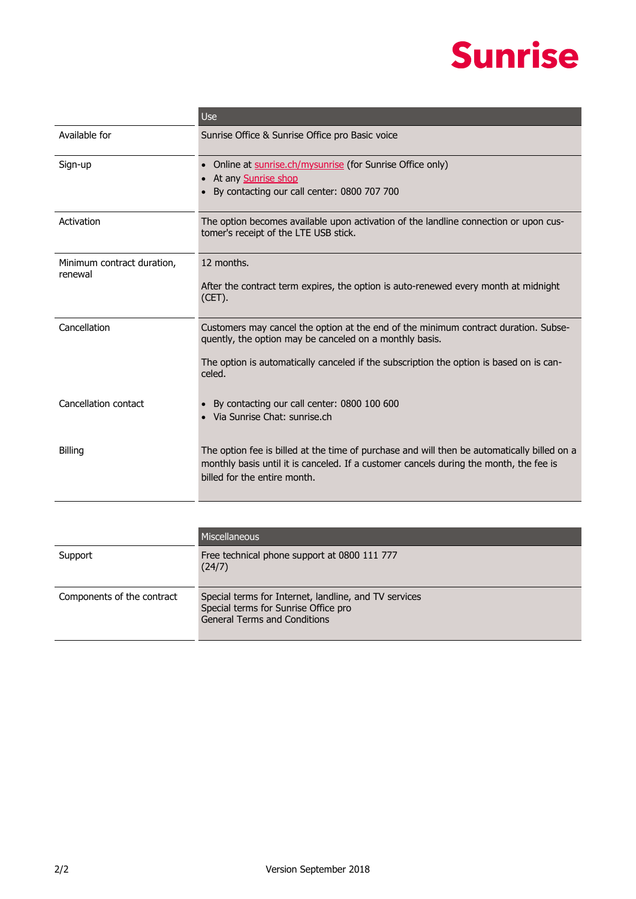| | Use |
|---|---|
| Available for | Sunrise Office & Sunrise Office pro Basic voice |
| Sign-up | • Online at sunrise.ch/mysunrise (for Sunrise Office only)<br>• At any Sunrise shop<br>• By contacting our call center: 0800 707 700 |
| Activation | The option becomes available upon activation of the landline connection or upon customer's receipt of the LTE USB stick. |
| Minimum contract duration, renewal | 12 months.<br><br>After the contract term expires, the option is auto-renewed every month at midnight (CET). |
| Cancellation | Customers may cancel the option at the end of the minimum contract duration. Subsequently, the option may be canceled on a monthly basis.<br><br>The option is automatically canceled if the subscription the option is based on is canceled. |
| Cancellation contact | • By contacting our call center: 0800 100 600<br>• Via Sunrise Chat: sunrise.ch |
| Billing | The option fee is billed at the time of purchase and will then be automatically billed on a monthly basis until it is canceled. If a customer cancels during the month, the fee is billed for the entire month. |

| | Miscellaneous |
|---|---|
| Support | Free technical phone support at 0800 111 777<br>(24/7) |
| Components of the contract | Special terms for Internet, landline, and TV services<br>Special terms for Sunrise Office pro<br>General Terms and Conditions |

Version September 2018